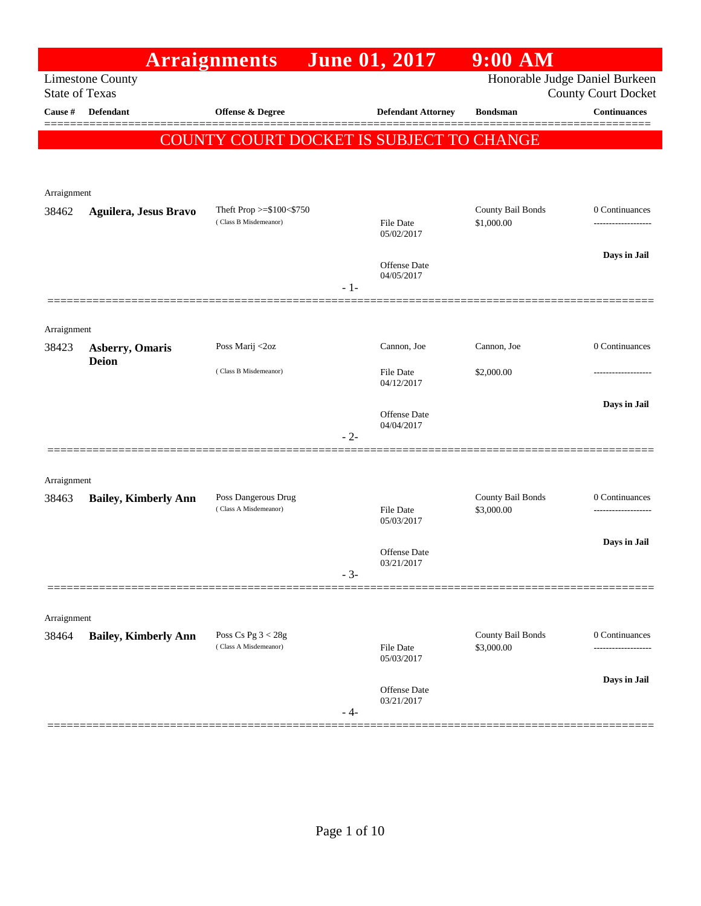# Arraignments June 01, 2017 9:00 AM

Limestone County
State of Texas

Honorable Judge Daniel Burkeen
County Court Docket

**COUNTY COURT DOCKET IS SUBJECT TO CHANGE**

| Cause # | Defendant | Offense & Degree | Defendant Attorney | Bondsman | Continuances |
|---|---|---|---|---|---|
| Arraignment | | | | | |
| 38462 | **Aguilera, Jesus Bravo** | Theft Prop >=$100<$750 (Class B Misdemeanor) | File Date 05/02/2017 Offense Date 04/05/2017 | County Bail Bonds $1,000.00 | 0 Continuances ------------------- **Days in Jail** |
| | | | - 1- | | |
| Arraignment | | | | | |
| 38423 | **Asberry, Omaris Deion** | Poss Marij <2oz (Class B Misdemeanor) | Cannon, Joe File Date 04/12/2017 Offense Date 04/04/2017 | Cannon, Joe $2,000.00 | 0 Continuances ------------------- **Days in Jail** |
| | | | - 2- | | |
| Arraignment | | | | | |
| 38463 | **Bailey, Kimberly Ann** | Poss Dangerous Drug (Class A Misdemeanor) | File Date 05/03/2017 Offense Date 03/21/2017 | County Bail Bonds $3,000.00 | 0 Continuances ------------------- **Days in Jail** |
| | | | - 3- | | |
| Arraignment | | | | | |
| 38464 | **Bailey, Kimberly Ann** | Poss Cs Pg 3 < 28g (Class A Misdemeanor) | File Date 05/03/2017 Offense Date 03/21/2017 | County Bail Bonds $3,000.00 | 0 Continuances ------------------- **Days in Jail** |
| | | | - 4- | | |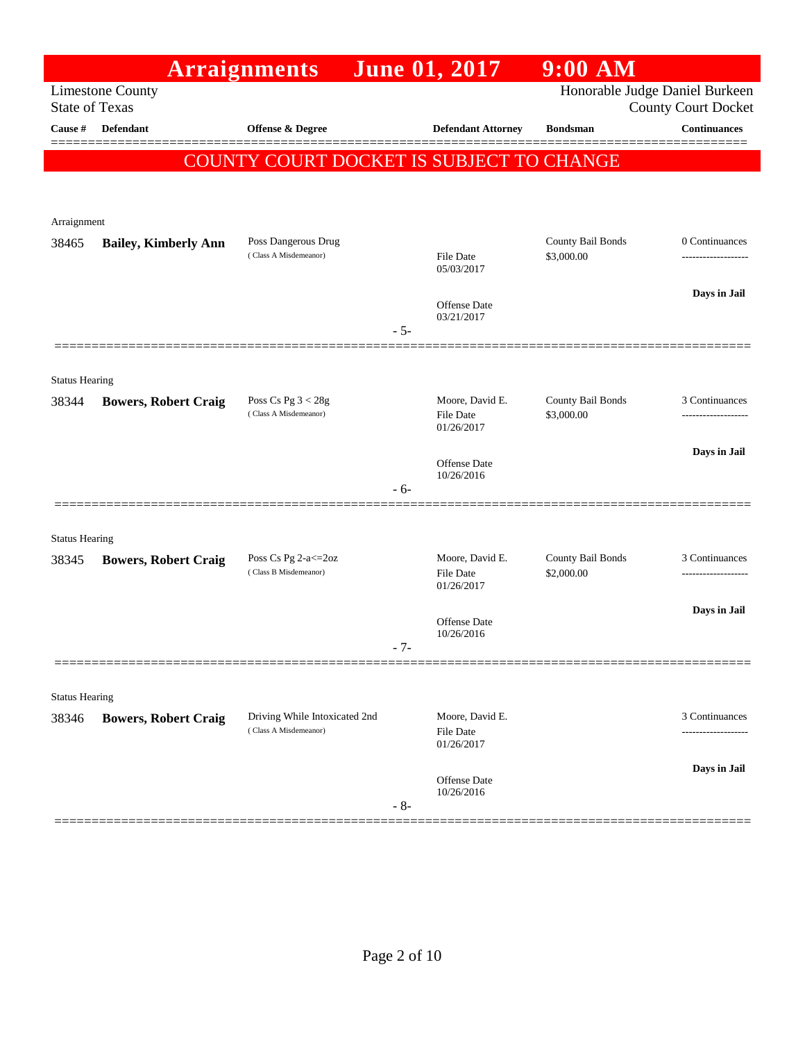# Arraignments June 01, 2017 9:00 AM

Limestone County
State of Texas

Honorable Judge Daniel Burkeen
County Court Docket

**COUNTY COURT DOCKET IS SUBJECT TO CHANGE**

| Cause # | Defendant | Offense & Degree | Defendant Attorney | Bondsman | Continuances |
|---|---|---|---|---|---|
| **Arraignment** | | | | | |
| 38465 | **Bailey, Kimberly Ann** | Poss Dangerous Drug (Class A Misdemeanor) | File Date 05/03/2017<br>Offense Date 03/21/2017 | County Bail Bonds $3,000.00 | 0 Continuances<br>**Days in Jail** |
| | | | - 5- | | |
| **Status Hearing** | | | | | |
| 38344 | **Bowers, Robert Craig** | Poss Cs Pg 3 < 28g (Class A Misdemeanor) | Moore, David E.<br>File Date 01/26/2017<br>Offense Date 10/26/2016 | County Bail Bonds $3,000.00 | 3 Continuances<br>**Days in Jail** |
| | | | - 6- | | |
| **Status Hearing** | | | | | |
| 38345 | **Bowers, Robert Craig** | Poss Cs Pg 2-a<=2oz (Class B Misdemeanor) | Moore, David E.<br>File Date 01/26/2017<br>Offense Date 10/26/2016 | County Bail Bonds $2,000.00 | 3 Continuances<br>**Days in Jail** |
| | | | - 7- | | |
| **Status Hearing** | | | | | |
| 38346 | **Bowers, Robert Craig** | Driving While Intoxicated 2nd (Class A Misdemeanor) | Moore, David E.<br>File Date 01/26/2017<br>Offense Date 10/26/2016 | | 3 Continuances<br>**Days in Jail** |
| | | | - 8- | | |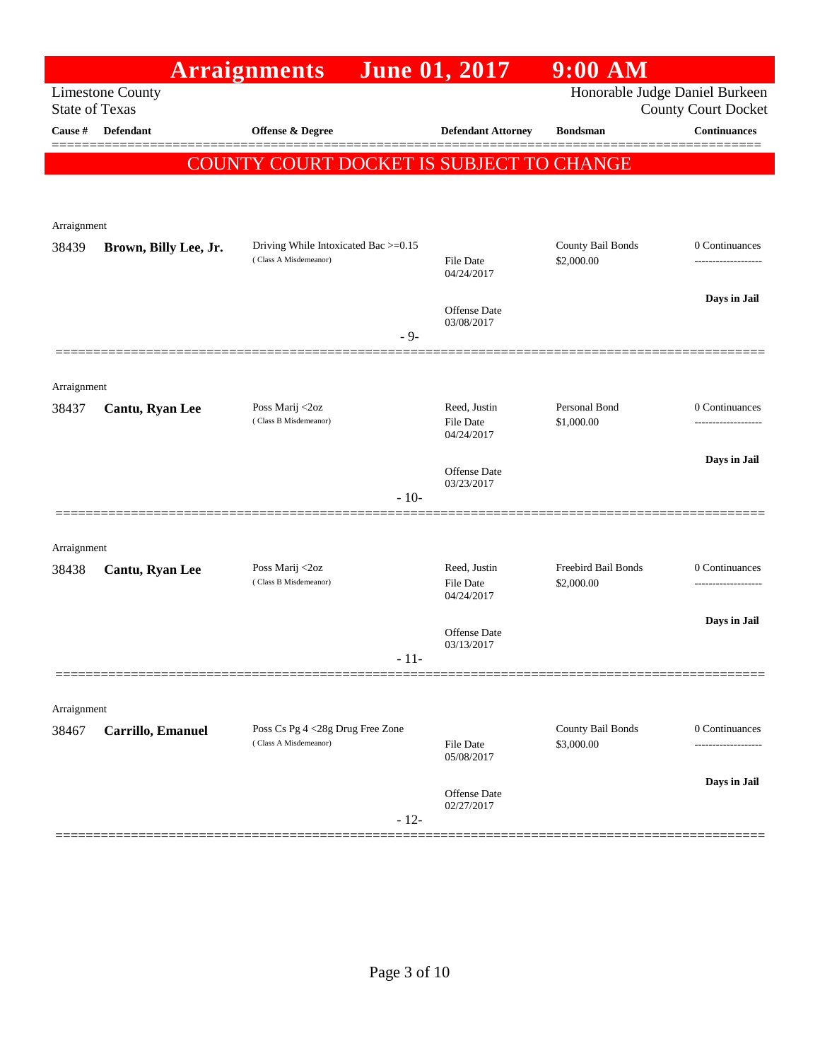# Arraignments June 01, 2017 9:00 AM

Limestone County
State of Texas

Honorable Judge Daniel Burkeen
County Court Docket

| Cause # | Defendant | Offense & Degree | Defendant Attorney | Bondsman | Continuances |
|---|---|---|---|---|---|

**COUNTY COURT DOCKET IS SUBJECT TO CHANGE**

---

Arraignment

| Cause # | Defendant | Offense & Degree | Defendant Attorney | Bondsman | Continuances |
|---|---|---|---|---|---|
| 38439 | **Brown, Billy Lee, Jr.** | Driving While Intoxicated Bac >=0.15 (Class A Misdemeanor) | File Date 04/24/2017<br>Offense Date 03/08/2017 | County Bail Bonds<br>$2,000.00 | 0 Continuances<br>Days in Jail |

- 9-

---

Arraignment

| Cause # | Defendant | Offense & Degree | Defendant Attorney | Bondsman | Continuances |
|---|---|---|---|---|---|
| 38437 | **Cantu, Ryan Lee** | Poss Marij <2oz (Class B Misdemeanor) | Reed, Justin<br>File Date 04/24/2017<br>Offense Date 03/23/2017 | Personal Bond<br>$1,000.00 | 0 Continuances<br>Days in Jail |

- 10-

---

Arraignment

| Cause # | Defendant | Offense & Degree | Defendant Attorney | Bondsman | Continuances |
|---|---|---|---|---|---|
| 38438 | **Cantu, Ryan Lee** | Poss Marij <2oz (Class B Misdemeanor) | Reed, Justin<br>File Date 04/24/2017<br>Offense Date 03/13/2017 | Freebird Bail Bonds<br>$2,000.00 | 0 Continuances<br>Days in Jail |

- 11-

---

Arraignment

| Cause # | Defendant | Offense & Degree | Defendant Attorney | Bondsman | Continuances |
|---|---|---|---|---|---|
| 38467 | **Carrillo, Emanuel** | Poss Cs Pg 4 <28g Drug Free Zone (Class A Misdemeanor) | File Date 05/08/2017<br>Offense Date 02/27/2017 | County Bail Bonds<br>$3,000.00 | 0 Continuances<br>Days in Jail |

- 12-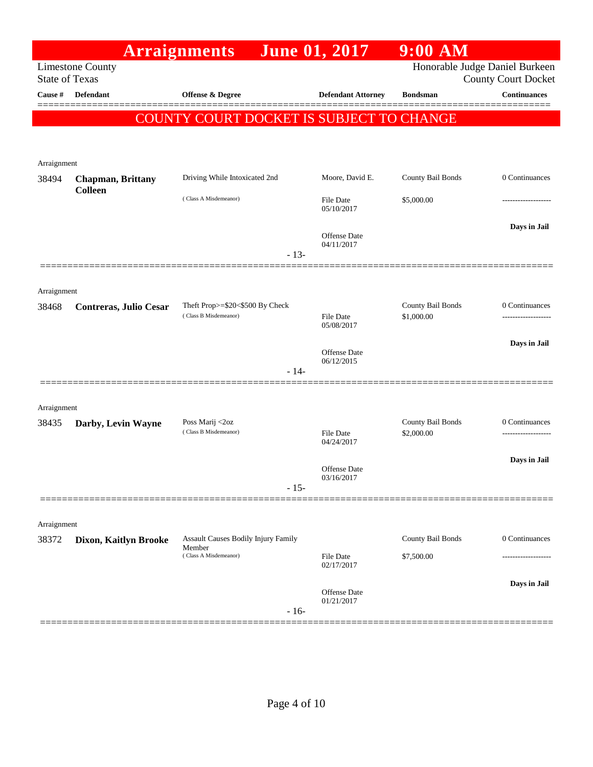# Arraignments June 01, 2017 9:00 AM

Limestone County
State of Texas

Honorable Judge Daniel Burkeen
County Court Docket

| Cause # | Defendant | Offense & Degree | Defendant Attorney | Bondsman | Continuances |
|---|---|---|---|---|---|

**COUNTY COURT DOCKET IS SUBJECT TO CHANGE**

Arraignment

| Cause # | Defendant | Offense & Degree | Defendant Attorney | Bondsman | Continuances |
|---|---|---|---|---|---|
| 38494 | **Chapman, Brittany Colleen** | Driving While Intoxicated 2nd (Class A Misdemeanor) | Moore, David E. | County Bail Bonds | 0 Continuances |
| | | | File Date 05/10/2017 | $5,000.00 | ------------------- |
| | | | Offense Date 04/11/2017 | | **Days in Jail** |

- 13-

Arraignment

| Cause # | Defendant | Offense & Degree | Defendant Attorney | Bondsman | Continuances |
|---|---|---|---|---|---|
| 38468 | **Contreras, Julio Cesar** | Theft Prop>=$20<$500 By Check (Class B Misdemeanor) | | County Bail Bonds | 0 Continuances |
| | | | File Date 05/08/2017 | $1,000.00 | ------------------- |
| | | | Offense Date 06/12/2015 | | **Days in Jail** |

- 14-

Arraignment

| Cause # | Defendant | Offense & Degree | Defendant Attorney | Bondsman | Continuances |
|---|---|---|---|---|---|
| 38435 | **Darby, Levin Wayne** | Poss Marij <2oz (Class B Misdemeanor) | | County Bail Bonds | 0 Continuances |
| | | | File Date 04/24/2017 | $2,000.00 | ------------------- |
| | | | Offense Date 03/16/2017 | | **Days in Jail** |

- 15-

Arraignment

| Cause # | Defendant | Offense & Degree | Defendant Attorney | Bondsman | Continuances |
|---|---|---|---|---|---|
| 38372 | **Dixon, Kaitlyn Brooke** | Assault Causes Bodily Injury Family Member (Class A Misdemeanor) | | County Bail Bonds | 0 Continuances |
| | | | File Date 02/17/2017 | $7,500.00 | ------------------- |
| | | | Offense Date 01/21/2017 | | **Days in Jail** |

- 16-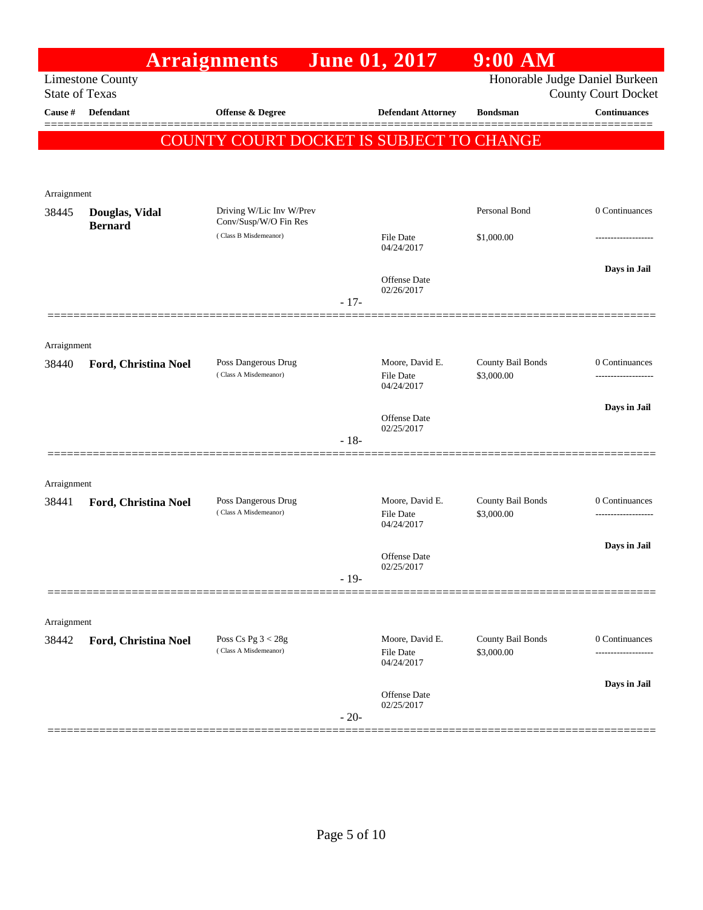# Arraignments June 01, 2017 9:00 AM

Limestone County
State of Texas

Honorable Judge Daniel Burkeen
County Court Docket

| Cause # | Defendant | Offense & Degree | Defendant Attorney | Bondsman | Continuances |
|---|---|---|---|---|---|

**COUNTY COURT DOCKET IS SUBJECT TO CHANGE**

Arraignment

| Cause # | Defendant | Offense & Degree | Defendant Attorney | Bondsman | Continuances |
|---|---|---|---|---|---|
| 38445 | **Douglas, Vidal Bernard** | Driving W/Lic Inv W/Prev Conv/Susp/W/O Fin Res (Class B Misdemeanor) | File Date 04/24/2017; Offense Date 02/26/2017 | Personal Bond $1,000.00 | 0 Continuances; Days in Jail |

- 17-

Arraignment

| Cause # | Defendant | Offense & Degree | Defendant Attorney | Bondsman | Continuances |
|---|---|---|---|---|---|
| 38440 | **Ford, Christina Noel** | Poss Dangerous Drug (Class A Misdemeanor) | Moore, David E.; File Date 04/24/2017; Offense Date 02/25/2017 | County Bail Bonds $3,000.00 | 0 Continuances; Days in Jail |

- 18-

Arraignment

| Cause # | Defendant | Offense & Degree | Defendant Attorney | Bondsman | Continuances |
|---|---|---|---|---|---|
| 38441 | **Ford, Christina Noel** | Poss Dangerous Drug (Class A Misdemeanor) | Moore, David E.; File Date 04/24/2017; Offense Date 02/25/2017 | County Bail Bonds $3,000.00 | 0 Continuances; Days in Jail |

- 19-

Arraignment

| Cause # | Defendant | Offense & Degree | Defendant Attorney | Bondsman | Continuances |
|---|---|---|---|---|---|
| 38442 | **Ford, Christina Noel** | Poss Cs Pg 3 < 28g (Class A Misdemeanor) | Moore, David E.; File Date 04/24/2017; Offense Date 02/25/2017 | County Bail Bonds $3,000.00 | 0 Continuances; Days in Jail |

- 20-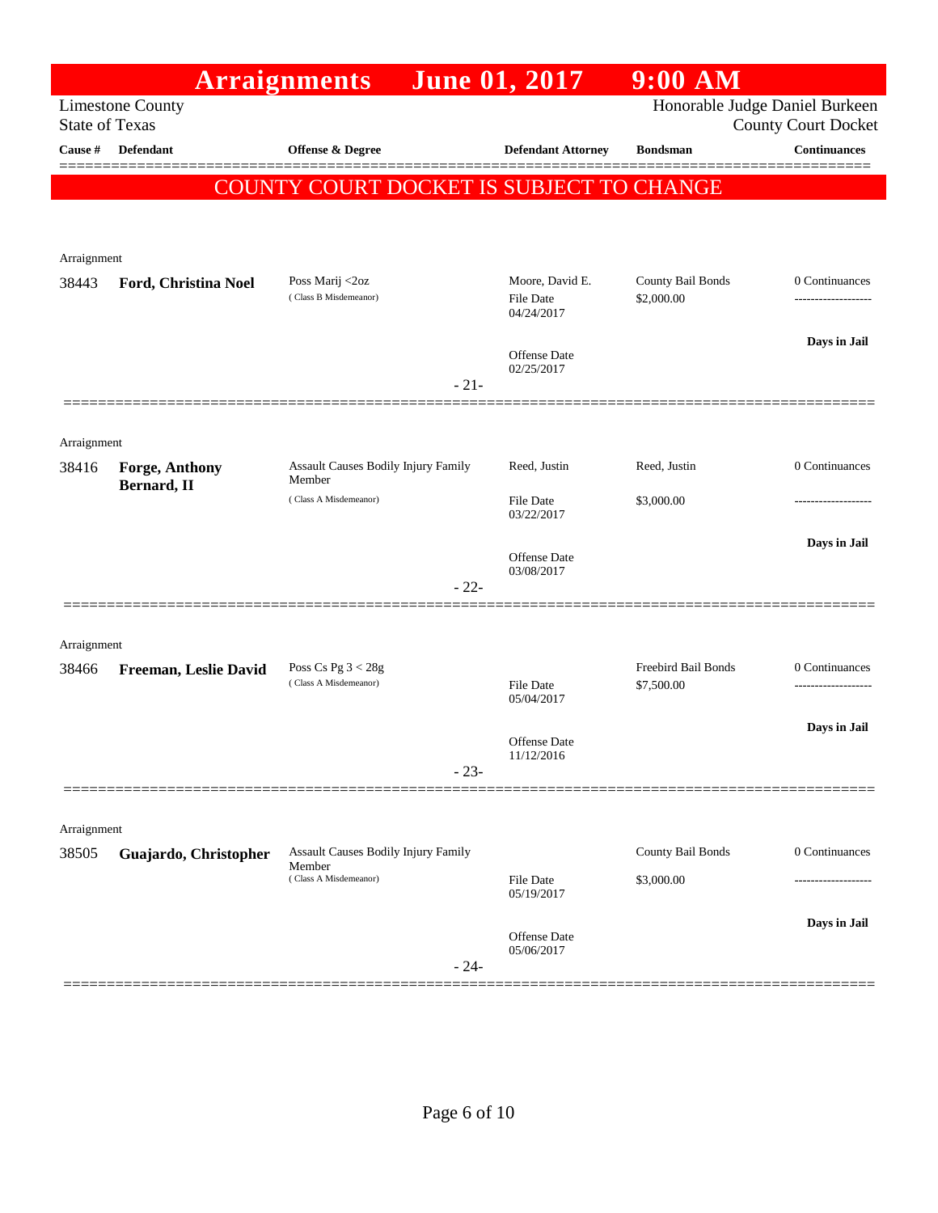# Arraignments June 01, 2017 9:00 AM

Limestone County
State of Texas

Honorable Judge Daniel Burkeen
County Court Docket

**COUNTY COURT DOCKET IS SUBJECT TO CHANGE**

| Cause # | Defendant | Offense & Degree | Defendant Attorney | Bondsman | Continuances |
|---|---|---|---|---|---|
| Arraignment | | | | | |
| 38443 | **Ford, Christina Noel** | Poss Marij <2oz (Class B Misdemeanor) | Moore, David E. File Date 04/24/2017 Offense Date 02/25/2017 | County Bail Bonds $2,000.00 | 0 Continuances ------------------- **Days in Jail** |
| | | - 21- | | | |
| Arraignment | | | | | |
| 38416 | **Forge, Anthony Bernard, II** | Assault Causes Bodily Injury Family Member (Class A Misdemeanor) | Reed, Justin File Date 03/22/2017 Offense Date 03/08/2017 | Reed, Justin $3,000.00 | 0 Continuances ------------------- **Days in Jail** |
| | | - 22- | | | |
| Arraignment | | | | | |
| 38466 | **Freeman, Leslie David** | Poss Cs Pg 3 < 28g (Class A Misdemeanor) | File Date 05/04/2017 Offense Date 11/12/2016 | Freebird Bail Bonds $7,500.00 | 0 Continuances ------------------- **Days in Jail** |
| | | - 23- | | | |
| Arraignment | | | | | |
| 38505 | **Guajardo, Christopher** | Assault Causes Bodily Injury Family Member (Class A Misdemeanor) | File Date 05/19/2017 Offense Date 05/06/2017 | County Bail Bonds $3,000.00 | 0 Continuances ------------------- **Days in Jail** |
| | | - 24- | | | |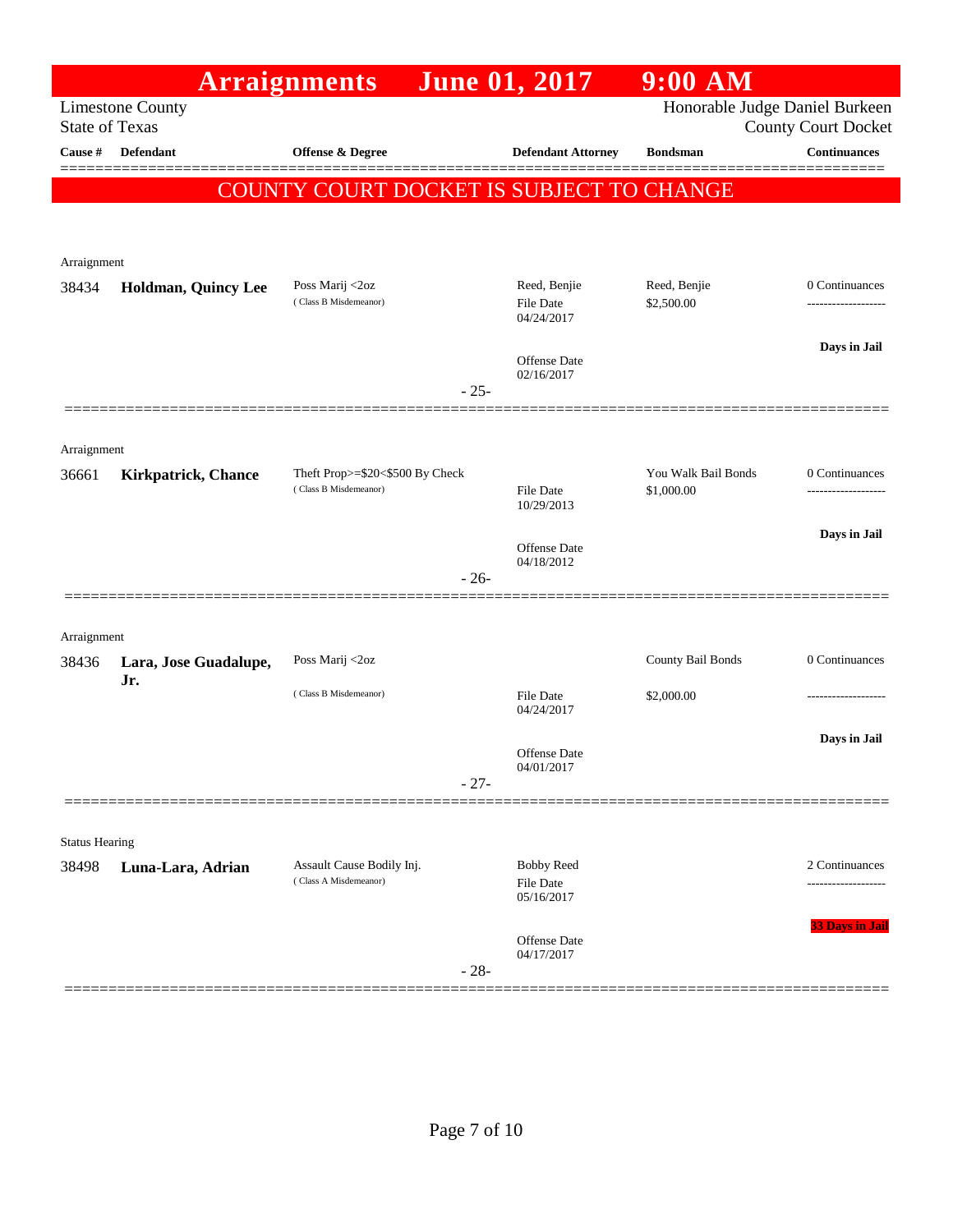# Arraignments June 01, 2017 9:00 AM

Limestone County
State of Texas

Honorable Judge Daniel Burkeen
County Court Docket

**COUNTY COURT DOCKET IS SUBJECT TO CHANGE**

| Cause # | Defendant | Offense & Degree | Defendant Attorney | Bondsman | Continuances |
|---|---|---|---|---|---|
| Arraignment | | | | | |
| 38434 | **Holdman, Quincy Lee** | Poss Marij <2oz (Class B Misdemeanor) | Reed, Benjie<br>File Date 04/24/2017<br>Offense Date 02/16/2017 | Reed, Benjie<br>$2,500.00 | 0 Continuances<br>Days in Jail |
| | | | - 25- | | |
| Arraignment | | | | | |
| 36661 | **Kirkpatrick, Chance** | Theft Prop>=$20<$500 By Check (Class B Misdemeanor) | File Date 10/29/2013<br>Offense Date 04/18/2012 | You Walk Bail Bonds<br>$1,000.00 | 0 Continuances<br>Days in Jail |
| | | | - 26- | | |
| Arraignment | | | | | |
| 38436 | **Lara, Jose Guadalupe, Jr.** | Poss Marij <2oz (Class B Misdemeanor) | File Date 04/24/2017<br>Offense Date 04/01/2017 | County Bail Bonds<br>$2,000.00 | 0 Continuances<br>Days in Jail |
| | | | - 27- | | |
| Status Hearing | | | | | |
| 38498 | **Luna-Lara, Adrian** | Assault Cause Bodily Inj. (Class A Misdemeanor) | Bobby Reed<br>File Date 05/16/2017<br>Offense Date 04/17/2017 | | 2 Continuances<br>33 Days in Jail |
| | | | - 28- | | |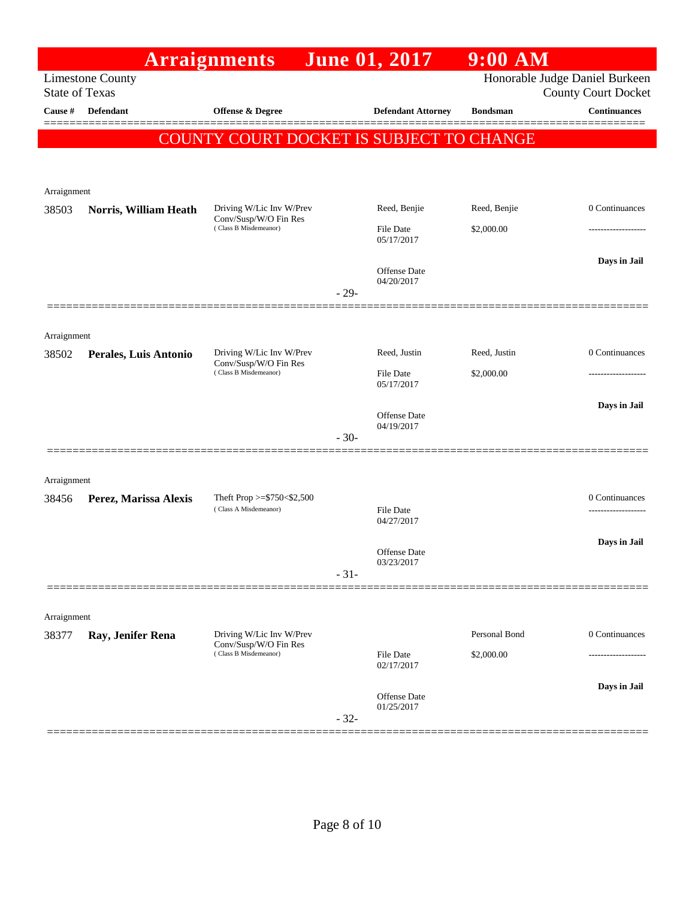# Arraignments June 01, 2017 9:00 AM

Limestone County
State of Texas

Honorable Judge Daniel Burkeen
County Court Docket

| Cause # | Defendant | Offense & Degree | Defendant Attorney | Bondsman | Continuances |
|---|---|---|---|---|---|

**COUNTY COURT DOCKET IS SUBJECT TO CHANGE**

Arraignment

| Cause # | Defendant | Offense & Degree | Defendant Attorney | Bondsman | Continuances |
|---|---|---|---|---|---|
| 38503 | **Norris, William Heath** | Driving W/Lic Inv W/Prev Conv/Susp/W/O Fin Res (Class B Misdemeanor) | Reed, Benjie | Reed, Benjie | 0 Continuances |
| | | | File Date 05/17/2017 | $2,000.00 | ------------------- |
| | | | Offense Date 04/20/2017 | | **Days in Jail** |

- 29-

Arraignment

| Cause # | Defendant | Offense & Degree | Defendant Attorney | Bondsman | Continuances |
|---|---|---|---|---|---|
| 38502 | **Perales, Luis Antonio** | Driving W/Lic Inv W/Prev Conv/Susp/W/O Fin Res (Class B Misdemeanor) | Reed, Justin | Reed, Justin | 0 Continuances |
| | | | File Date 05/17/2017 | $2,000.00 | ------------------- |
| | | | Offense Date 04/19/2017 | | **Days in Jail** |

- 30-

Arraignment

| Cause # | Defendant | Offense & Degree | Defendant Attorney | Bondsman | Continuances |
|---|---|---|---|---|---|
| 38456 | **Perez, Marissa Alexis** | Theft Prop >=$750<$2,500 (Class A Misdemeanor) | | | 0 Continuances |
| | | | File Date 04/27/2017 | | ------------------- |
| | | | Offense Date 03/23/2017 | | **Days in Jail** |

- 31-

Arraignment

| Cause # | Defendant | Offense & Degree | Defendant Attorney | Bondsman | Continuances |
|---|---|---|---|---|---|
| 38377 | **Ray, Jenifer Rena** | Driving W/Lic Inv W/Prev Conv/Susp/W/O Fin Res (Class B Misdemeanor) | | Personal Bond | 0 Continuances |
| | | | File Date 02/17/2017 | $2,000.00 | ------------------- |
| | | | Offense Date 01/25/2017 | | **Days in Jail** |

- 32-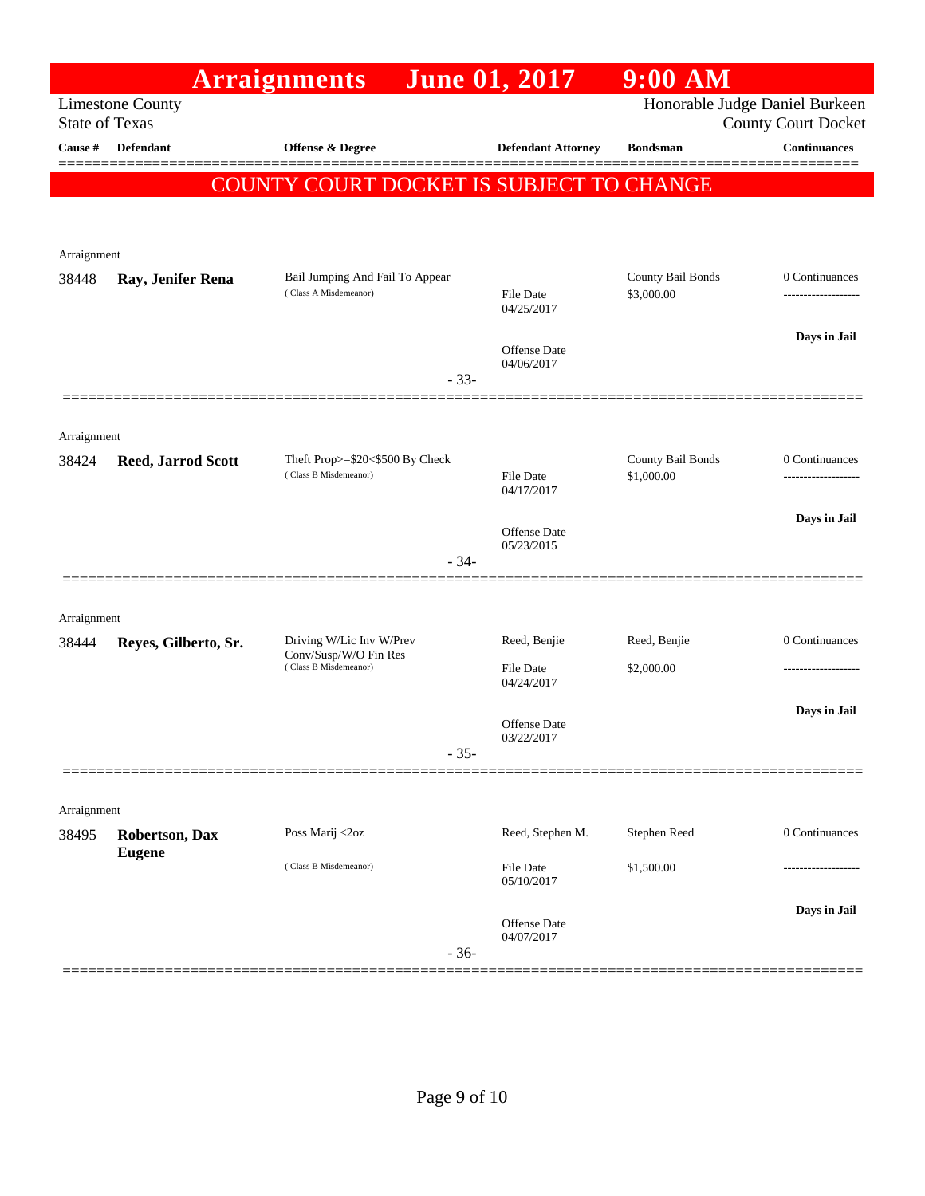# Arraignments June 01, 2017 9:00 AM

Limestone County
State of Texas

Honorable Judge Daniel Burkeen
County Court Docket

| Cause # | Defendant | Offense & Degree | Defendant Attorney | Bondsman | Continuances |
|---|---|---|---|---|---|

**COUNTY COURT DOCKET IS SUBJECT TO CHANGE**

Arraignment

| Cause # | Defendant | Offense & Degree | Defendant Attorney | Bondsman | Continuances |
|---|---|---|---|---|---|
| 38448 | **Ray, Jenifer Rena** | Bail Jumping And Fail To Appear (Class A Misdemeanor) | File Date 04/25/2017 | County Bail Bonds $3,000.00 | 0 Continuances |
| | | | Offense Date 04/06/2017 | | Days in Jail |

- 33-

Arraignment

| Cause # | Defendant | Offense & Degree | Defendant Attorney | Bondsman | Continuances |
|---|---|---|---|---|---|
| 38424 | **Reed, Jarrod Scott** | Theft Prop>=$20<$500 By Check (Class B Misdemeanor) | File Date 04/17/2017 | County Bail Bonds $1,000.00 | 0 Continuances |
| | | | Offense Date 05/23/2015 | | Days in Jail |

- 34-

Arraignment

| Cause # | Defendant | Offense & Degree | Defendant Attorney | Bondsman | Continuances |
|---|---|---|---|---|---|
| 38444 | **Reyes, Gilberto, Sr.** | Driving W/Lic Inv W/Prev Conv/Susp/W/O Fin Res (Class B Misdemeanor) | Reed, Benjie<br>File Date 04/24/2017 | Reed, Benjie $2,000.00 | 0 Continuances |
| | | | Offense Date 03/22/2017 | | Days in Jail |

- 35-

Arraignment

| Cause # | Defendant | Offense & Degree | Defendant Attorney | Bondsman | Continuances |
|---|---|---|---|---|---|
| 38495 | **Robertson, Dax Eugene** | Poss Marij <2oz (Class B Misdemeanor) | Reed, Stephen M.<br>File Date 05/10/2017 | Stephen Reed $1,500.00 | 0 Continuances |
| | | | Offense Date 04/07/2017 | | Days in Jail |

- 36-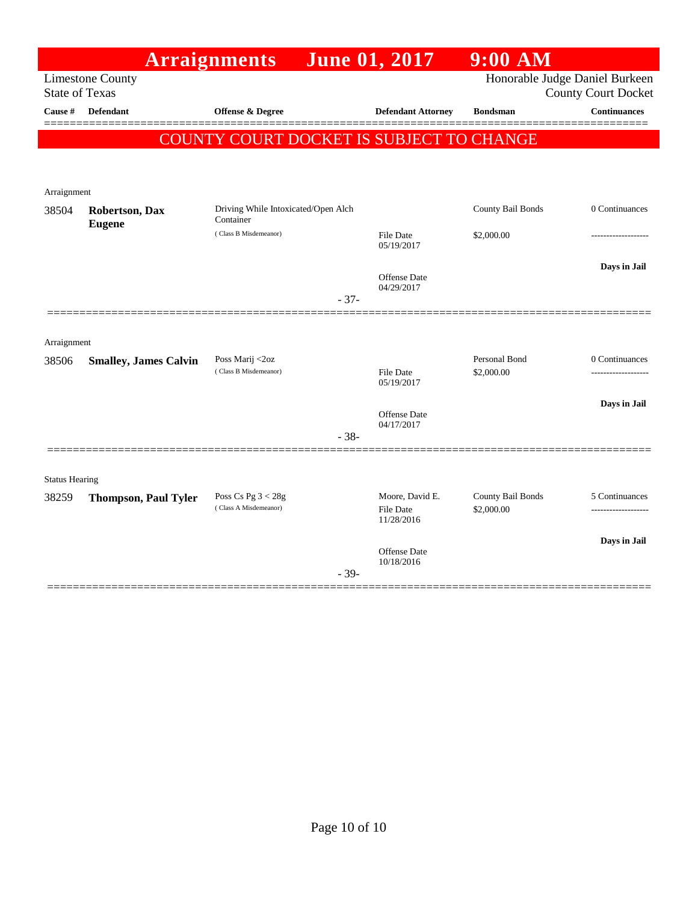# Arraignments June 01, 2017 9:00 AM

Limestone County
State of Texas

Honorable Judge Daniel Burkeen
County Court Docket

| Cause # | Defendant | Offense & Degree | Defendant Attorney | Bondsman | Continuances |
|---|---|---|---|---|---|

COUNTY COURT DOCKET IS SUBJECT TO CHANGE

Arraignment

| Cause # | Defendant | Offense & Degree | Defendant Attorney | Bondsman | Continuances |
|---|---|---|---|---|---|
| 38504 | **Robertson, Dax Eugene** | Driving While Intoxicated/Open Alch Container (Class B Misdemeanor) | File Date 05/19/2017 Offense Date 04/29/2017 | County Bail Bonds $2,000.00 | 0 Continuances ------------------- **Days in Jail** |

- 37-

Arraignment

| Cause # | Defendant | Offense & Degree | Defendant Attorney | Bondsman | Continuances |
|---|---|---|---|---|---|
| 38506 | **Smalley, James Calvin** | Poss Marij <2oz (Class B Misdemeanor) | File Date 05/19/2017 Offense Date 04/17/2017 | Personal Bond $2,000.00 | 0 Continuances ------------------- **Days in Jail** |

- 38-

Status Hearing

| Cause # | Defendant | Offense & Degree | Defendant Attorney | Bondsman | Continuances |
|---|---|---|---|---|---|
| 38259 | **Thompson, Paul Tyler** | Poss Cs Pg 3 < 28g (Class A Misdemeanor) | Moore, David E. File Date 11/28/2016 Offense Date 10/18/2016 | County Bail Bonds $2,000.00 | 5 Continuances ------------------- **Days in Jail** |

- 39-